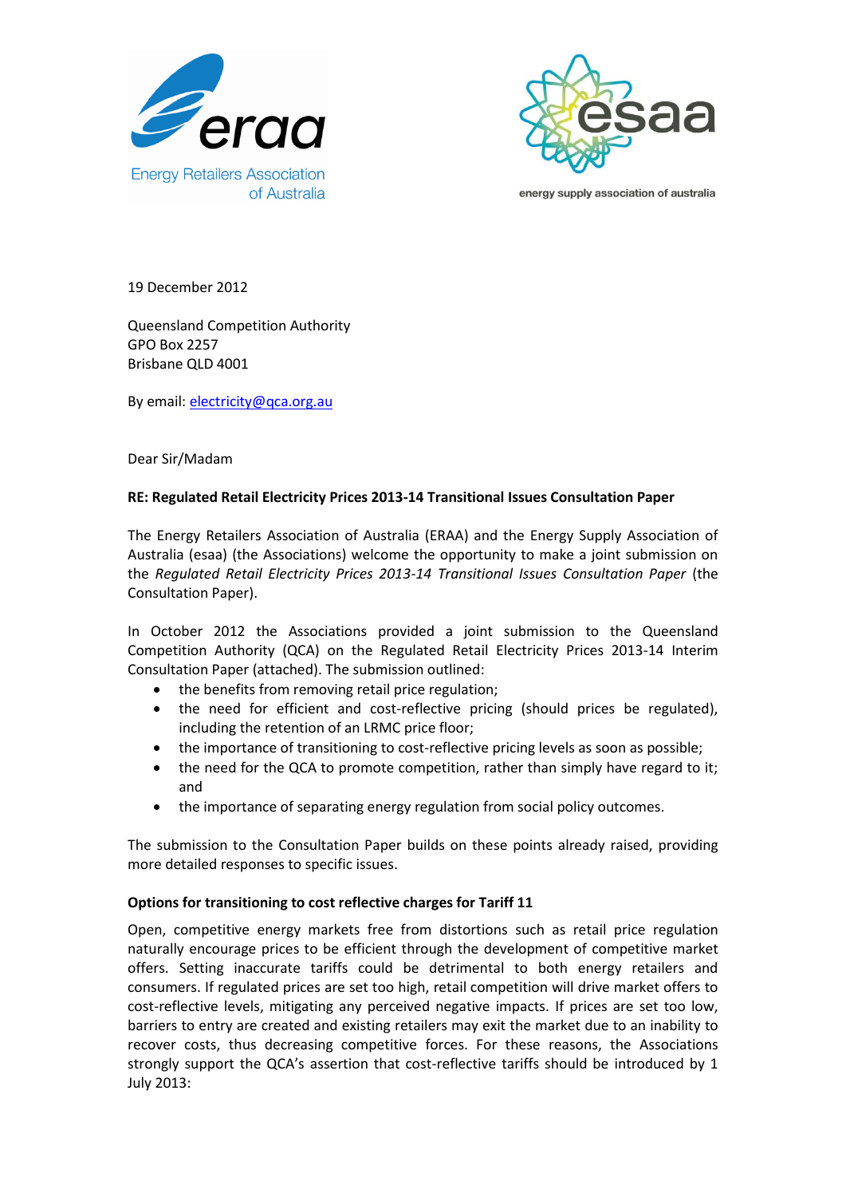eraa
Energy Retailers Association of Australia

esaa
energy supply association of australia

19 December 2012

Queensland Competition Authority
GPO Box 2257
Brisbane QLD 4001

By email: electricity@qca.org.au

Dear Sir/Madam

**RE: Regulated Retail Electricity Prices 2013-14 Transitional Issues Consultation Paper**

The Energy Retailers Association of Australia (ERAA) and the Energy Supply Association of Australia (esaa) (the Associations) welcome the opportunity to make a joint submission on the *Regulated Retail Electricity Prices 2013-14 Transitional Issues Consultation Paper* (the Consultation Paper).

In October 2012 the Associations provided a joint submission to the Queensland Competition Authority (QCA) on the Regulated Retail Electricity Prices 2013-14 Interim Consultation Paper (attached). The submission outlined:

- the benefits from removing retail price regulation;
- the need for efficient and cost-reflective pricing (should prices be regulated), including the retention of an LRMC price floor;
- the importance of transitioning to cost-reflective pricing levels as soon as possible;
- the need for the QCA to promote competition, rather than simply have regard to it; and
- the importance of separating energy regulation from social policy outcomes.

The submission to the Consultation Paper builds on these points already raised, providing more detailed responses to specific issues.

**Options for transitioning to cost reflective charges for Tariff 11**

Open, competitive energy markets free from distortions such as retail price regulation naturally encourage prices to be efficient through the development of competitive market offers. Setting inaccurate tariffs could be detrimental to both energy retailers and consumers. If regulated prices are set too high, retail competition will drive market offers to cost-reflective levels, mitigating any perceived negative impacts. If prices are set too low, barriers to entry are created and existing retailers may exit the market due to an inability to recover costs, thus decreasing competitive forces. For these reasons, the Associations strongly support the QCA's assertion that cost-reflective tariffs should be introduced by 1 July 2013: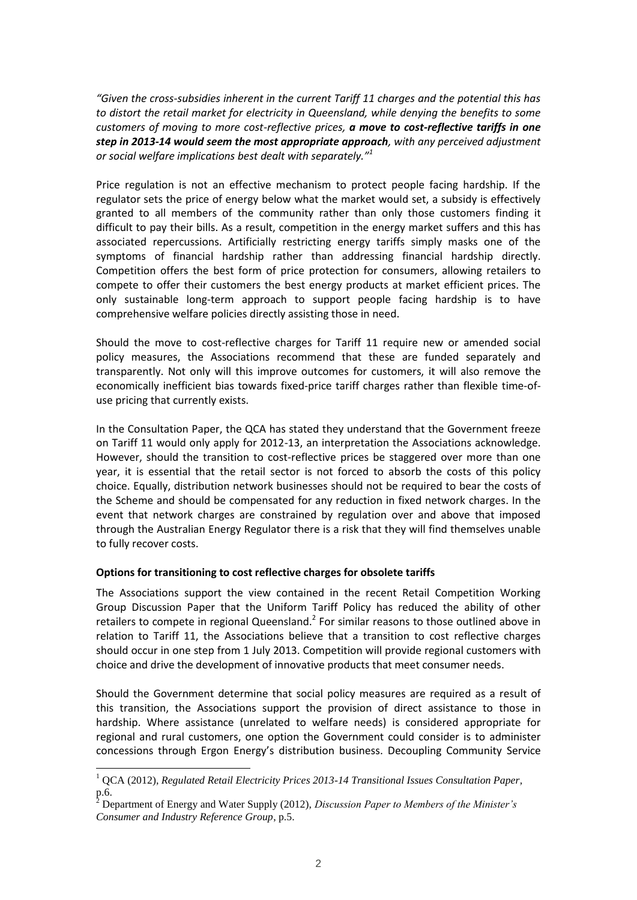*"Given the cross-subsidies inherent in the current Tariff 11 charges and the potential this has to distort the retail market for electricity in Queensland, while denying the benefits to some customers of moving to more cost-reflective prices, **a move to cost-reflective tariffs in one step in 2013-14 would seem the most appropriate approach**, with any perceived adjustment or social welfare implications best dealt with separately."*[1]

Price regulation is not an effective mechanism to protect people facing hardship. If the regulator sets the price of energy below what the market would set, a subsidy is effectively granted to all members of the community rather than only those customers finding it difficult to pay their bills. As a result, competition in the energy market suffers and this has associated repercussions. Artificially restricting energy tariffs simply masks one of the symptoms of financial hardship rather than addressing financial hardship directly. Competition offers the best form of price protection for consumers, allowing retailers to compete to offer their customers the best energy products at market efficient prices. The only sustainable long-term approach to support people facing hardship is to have comprehensive welfare policies directly assisting those in need.

Should the move to cost-reflective charges for Tariff 11 require new or amended social policy measures, the Associations recommend that these are funded separately and transparently. Not only will this improve outcomes for customers, it will also remove the economically inefficient bias towards fixed-price tariff charges rather than flexible time-of-use pricing that currently exists.

In the Consultation Paper, the QCA has stated they understand that the Government freeze on Tariff 11 would only apply for 2012-13, an interpretation the Associations acknowledge. However, should the transition to cost-reflective prices be staggered over more than one year, it is essential that the retail sector is not forced to absorb the costs of this policy choice. Equally, distribution network businesses should not be required to bear the costs of the Scheme and should be compensated for any reduction in fixed network charges. In the event that network charges are constrained by regulation over and above that imposed through the Australian Energy Regulator there is a risk that they will find themselves unable to fully recover costs.

**Options for transitioning to cost reflective charges for obsolete tariffs**

The Associations support the view contained in the recent Retail Competition Working Group Discussion Paper that the Uniform Tariff Policy has reduced the ability of other retailers to compete in regional Queensland.[2] For similar reasons to those outlined above in relation to Tariff 11, the Associations believe that a transition to cost reflective charges should occur in one step from 1 July 2013. Competition will provide regional customers with choice and drive the development of innovative products that meet consumer needs.

Should the Government determine that social policy measures are required as a result of this transition, the Associations support the provision of direct assistance to those in hardship. Where assistance (unrelated to welfare needs) is considered appropriate for regional and rural customers, one option the Government could consider is to administer concessions through Ergon Energy's distribution business. Decoupling Community Service

[1] QCA (2012), *Regulated Retail Electricity Prices 2013-14 Transitional Issues Consultation Paper*, p.6.

[2] Department of Energy and Water Supply (2012), *Discussion Paper to Members of the Minister's Consumer and Industry Reference Group*, p.5.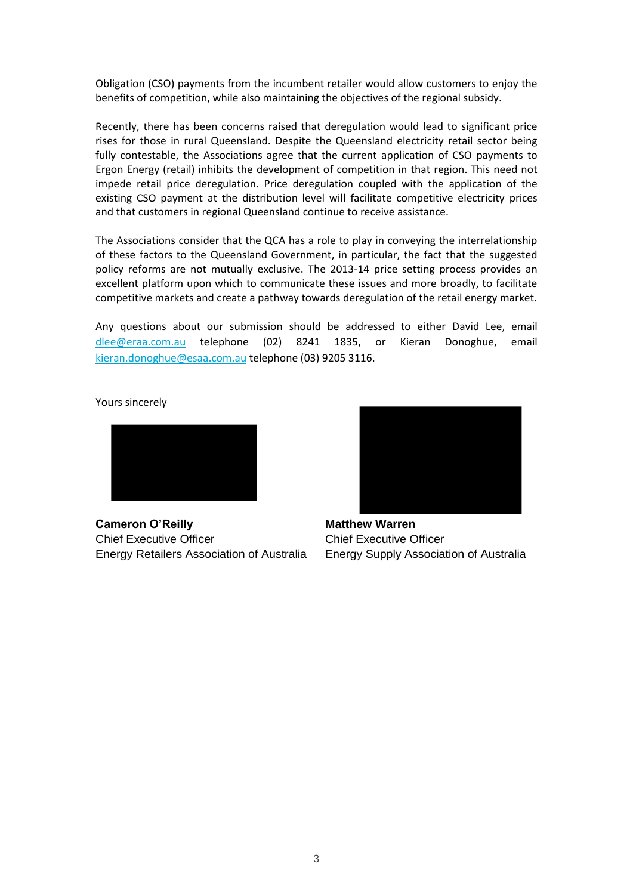Obligation (CSO) payments from the incumbent retailer would allow customers to enjoy the benefits of competition, while also maintaining the objectives of the regional subsidy.

Recently, there has been concerns raised that deregulation would lead to significant price rises for those in rural Queensland. Despite the Queensland electricity retail sector being fully contestable, the Associations agree that the current application of CSO payments to Ergon Energy (retail) inhibits the development of competition in that region. This need not impede retail price deregulation. Price deregulation coupled with the application of the existing CSO payment at the distribution level will facilitate competitive electricity prices and that customers in regional Queensland continue to receive assistance.

The Associations consider that the QCA has a role to play in conveying the interrelationship of these factors to the Queensland Government, in particular, the fact that the suggested policy reforms are not mutually exclusive. The 2013-14 price setting process provides an excellent platform upon which to communicate these issues and more broadly, to facilitate competitive markets and create a pathway towards deregulation of the retail energy market.

Any questions about our submission should be addressed to either David Lee, email dlee@eraa.com.au telephone (02) 8241 1835, or Kieran Donoghue, email kieran.donoghue@esaa.com.au telephone (03) 9205 3116.

Yours sincerely

**Cameron O'Reilly**
Chief Executive Officer
Energy Retailers Association of Australia

**Matthew Warren**
Chief Executive Officer
Energy Supply Association of Australia